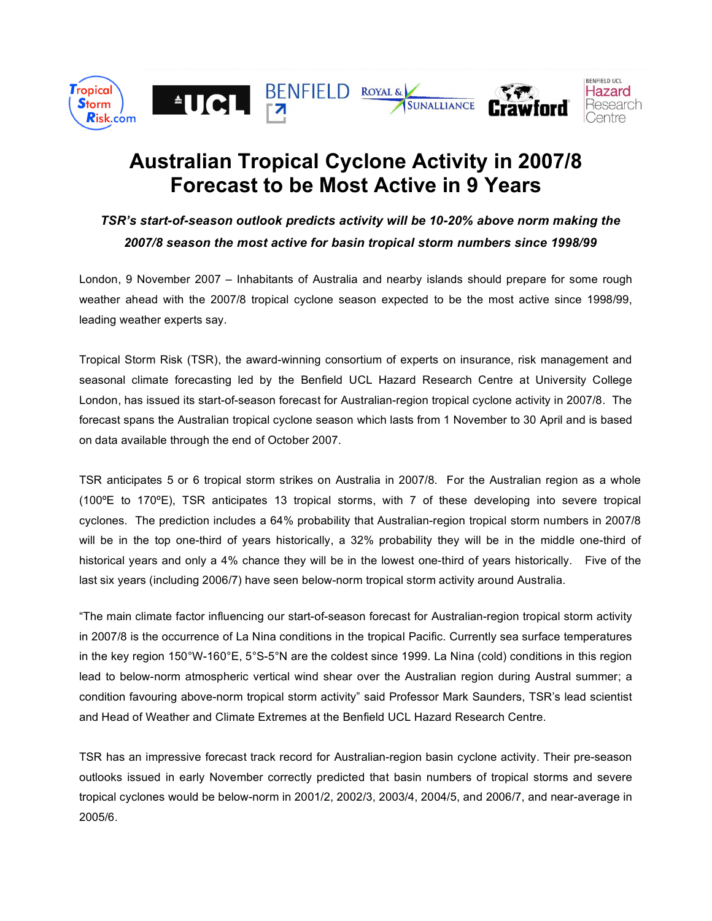# Australian Tropical Cyclone Activity in 2007/8 Forecast to be Most Active in 9 Years

***TSR's start-of-season outlook predicts activity will be 10-20% above norm making the 2007/8 season the most active for basin tropical storm numbers since 1998/99***

London, 9 November 2007 – Inhabitants of Australia and nearby islands should prepare for some rough weather ahead with the 2007/8 tropical cyclone season expected to be the most active since 1998/99, leading weather experts say.

Tropical Storm Risk (TSR), the award-winning consortium of experts on insurance, risk management and seasonal climate forecasting led by the Benfield UCL Hazard Research Centre at University College London, has issued its start-of-season forecast for Australian-region tropical cyclone activity in 2007/8. The forecast spans the Australian tropical cyclone season which lasts from 1 November to 30 April and is based on data available through the end of October 2007.

TSR anticipates 5 or 6 tropical storm strikes on Australia in 2007/8. For the Australian region as a whole (100ºE to 170ºE), TSR anticipates 13 tropical storms, with 7 of these developing into severe tropical cyclones. The prediction includes a 64% probability that Australian-region tropical storm numbers in 2007/8 will be in the top one-third of years historically, a 32% probability they will be in the middle one-third of historical years and only a 4% chance they will be in the lowest one-third of years historically. Five of the last six years (including 2006/7) have seen below-norm tropical storm activity around Australia.

"The main climate factor influencing our start-of-season forecast for Australian-region tropical storm activity in 2007/8 is the occurrence of La Nina conditions in the tropical Pacific. Currently sea surface temperatures in the key region 150°W-160°E, 5°S-5°N are the coldest since 1999. La Nina (cold) conditions in this region lead to below-norm atmospheric vertical wind shear over the Australian region during Austral summer; a condition favouring above-norm tropical storm activity" said Professor Mark Saunders, TSR's lead scientist and Head of Weather and Climate Extremes at the Benfield UCL Hazard Research Centre.

TSR has an impressive forecast track record for Australian-region basin cyclone activity. Their pre-season outlooks issued in early November correctly predicted that basin numbers of tropical storms and severe tropical cyclones would be below-norm in 2001/2, 2002/3, 2003/4, 2004/5, and 2006/7, and near-average in 2005/6.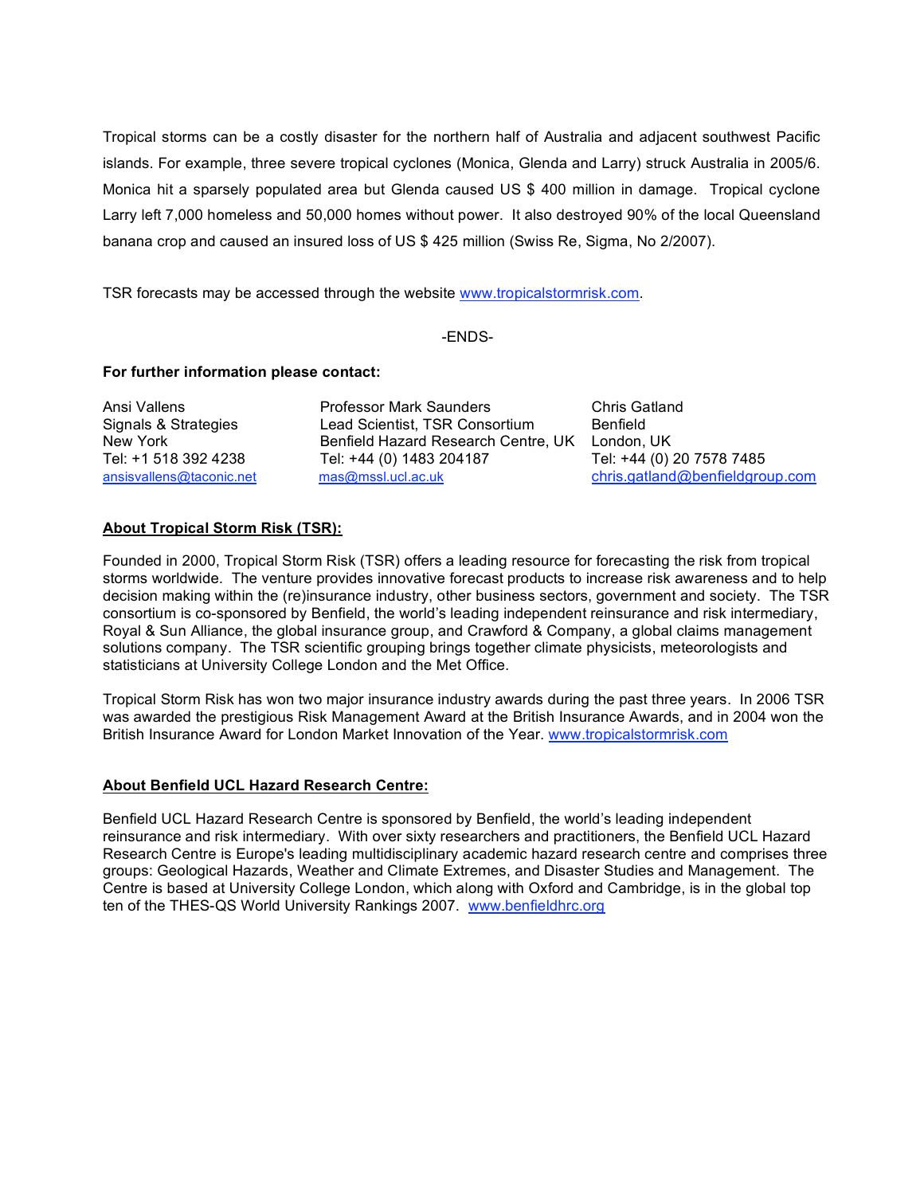Tropical storms can be a costly disaster for the northern half of Australia and adjacent southwest Pacific islands. For example, three severe tropical cyclones (Monica, Glenda and Larry) struck Australia in 2005/6. Monica hit a sparsely populated area but Glenda caused US $ 400 million in damage. Tropical cyclone Larry left 7,000 homeless and 50,000 homes without power. It also destroyed 90% of the local Queensland banana crop and caused an insured loss of US $ 425 million (Swiss Re, Sigma, No 2/2007).

TSR forecasts may be accessed through the website www.tropicalstormrisk.com.

-ENDS-

**For further information please contact:**

| | | |
|---|---|---|
| Ansi Vallens | Professor Mark Saunders | Chris Gatland |
| Signals & Strategies | Lead Scientist, TSR Consortium | Benfield |
| New York | Benfield Hazard Research Centre, UK | London, UK |
| Tel: +1 518 392 4238 | Tel: +44 (0) 1483 204187 | Tel: +44 (0) 20 7578 7485 |
| ansisvallens@taconic.net | mas@mssl.ucl.ac.uk | chris.gatland@benfieldgroup.com |

**About Tropical Storm Risk (TSR):**

Founded in 2000, Tropical Storm Risk (TSR) offers a leading resource for forecasting the risk from tropical storms worldwide. The venture provides innovative forecast products to increase risk awareness and to help decision making within the (re)insurance industry, other business sectors, government and society. The TSR consortium is co-sponsored by Benfield, the world's leading independent reinsurance and risk intermediary, Royal & Sun Alliance, the global insurance group, and Crawford & Company, a global claims management solutions company. The TSR scientific grouping brings together climate physicists, meteorologists and statisticians at University College London and the Met Office.

Tropical Storm Risk has won two major insurance industry awards during the past three years. In 2006 TSR was awarded the prestigious Risk Management Award at the British Insurance Awards, and in 2004 won the British Insurance Award for London Market Innovation of the Year. www.tropicalstormrisk.com

**About Benfield UCL Hazard Research Centre:**

Benfield UCL Hazard Research Centre is sponsored by Benfield, the world's leading independent reinsurance and risk intermediary. With over sixty researchers and practitioners, the Benfield UCL Hazard Research Centre is Europe's leading multidisciplinary academic hazard research centre and comprises three groups: Geological Hazards, Weather and Climate Extremes, and Disaster Studies and Management. The Centre is based at University College London, which along with Oxford and Cambridge, is in the global top ten of the THES-QS World University Rankings 2007. www.benfieldhrc.org